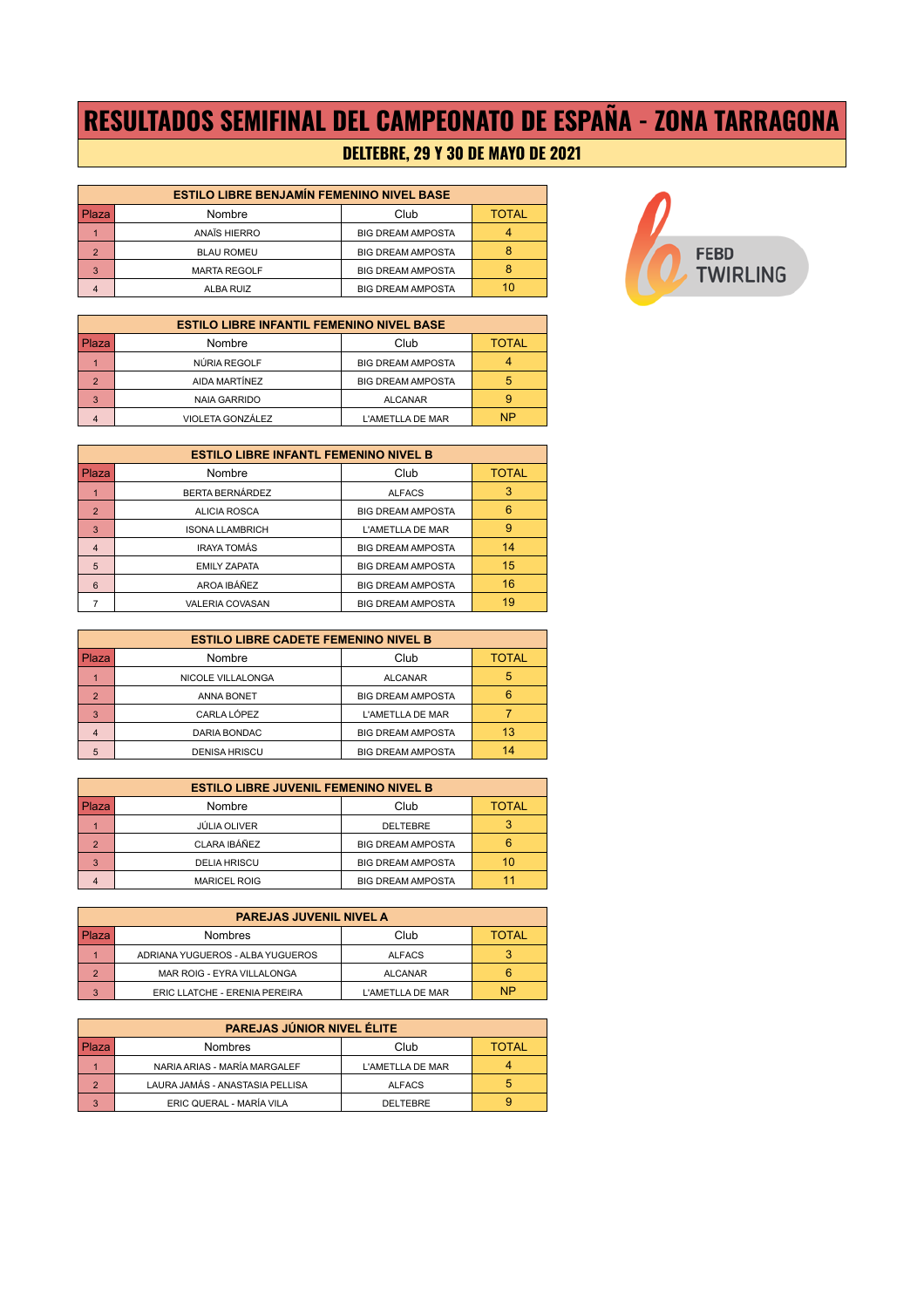# RESULTADOS SEMIFINAL DEL CAMPEONATO DE ESPAÑA - ZONA TARRAGONA

## DELTEBRE, 29 Y 30 DE MAYO DE 2021

FEBD TWIRLING

| ESTILO LIBRE BENJAMÍN FEMENINO NIVEL BASE | | | |
|---|---|---|---|
| Plaza | Nombre | Club | TOTAL |
| 1 | ANAÏS HIERRO | BIG DREAM AMPOSTA | 4 |
| 2 | BLAU ROMEU | BIG DREAM AMPOSTA | 8 |
| 3 | MARTA REGOLF | BIG DREAM AMPOSTA | 8 |
| 4 | ALBA RUIZ | BIG DREAM AMPOSTA | 10 |

| ESTILO LIBRE INFANTIL FEMENINO NIVEL BASE | | | |
|---|---|---|---|
| Plaza | Nombre | Club | TOTAL |
| 1 | NÚRIA REGOLF | BIG DREAM AMPOSTA | 4 |
| 2 | AIDA MARTÍNEZ | BIG DREAM AMPOSTA | 5 |
| 3 | NAIA GARRIDO | ALCANAR | 9 |
| 4 | VIOLETA GONZÁLEZ | L'AMETLLA DE MAR | NP |

| ESTILO LIBRE INFANTL FEMENINO NIVEL B | | | |
|---|---|---|---|
| Plaza | Nombre | Club | TOTAL |
| 1 | BERTA BERNÁRDEZ | ALFACS | 3 |
| 2 | ALICIA ROSCA | BIG DREAM AMPOSTA | 6 |
| 3 | ISONA LLAMBRICH | L'AMETLLA DE MAR | 9 |
| 4 | IRAYA TOMÁS | BIG DREAM AMPOSTA | 14 |
| 5 | EMILY ZAPATA | BIG DREAM AMPOSTA | 15 |
| 6 | AROA IBÁÑEZ | BIG DREAM AMPOSTA | 16 |
| 7 | VALERIA COVASAN | BIG DREAM AMPOSTA | 19 |

| ESTILO LIBRE CADETE FEMENINO NIVEL B | | | |
|---|---|---|---|
| Plaza | Nombre | Club | TOTAL |
| 1 | NICOLE VILLALONGA | ALCANAR | 5 |
| 2 | ANNA BONET | BIG DREAM AMPOSTA | 6 |
| 3 | CARLA LÓPEZ | L'AMETLLA DE MAR | 7 |
| 4 | DARIA BONDAC | BIG DREAM AMPOSTA | 13 |
| 5 | DENISA HRISCU | BIG DREAM AMPOSTA | 14 |

| ESTILO LIBRE JUVENIL FEMENINO NIVEL B | | | |
|---|---|---|---|
| Plaza | Nombre | Club | TOTAL |
| 1 | JÚLIA OLIVER | DELTEBRE | 3 |
| 2 | CLARA IBÁÑEZ | BIG DREAM AMPOSTA | 6 |
| 3 | DELIA HRISCU | BIG DREAM AMPOSTA | 10 |
| 4 | MARICEL ROIG | BIG DREAM AMPOSTA | 11 |

| PAREJAS JUVENIL NIVEL A | | | |
|---|---|---|---|
| Plaza | Nombres | Club | TOTAL |
| 1 | ADRIANA YUGUEROS - ALBA YUGUEROS | ALFACS | 3 |
| 2 | MAR ROIG - EYRA VILLALONGA | ALCANAR | 6 |
| 3 | ERIC LLATCHE - ERENIA PEREIRA | L'AMETLLA DE MAR | NP |

| PAREJAS JÚNIOR NIVEL ÉLITE | | | |
|---|---|---|---|
| Plaza | Nombres | Club | TOTAL |
| 1 | NARIA ARIAS - MARÍA MARGALEF | L'AMETLLA DE MAR | 4 |
| 2 | LAURA JAMÁS - ANASTASIA PELLISA | ALFACS | 5 |
| 3 | ERIC QUERAL - MARÍA VILA | DELTEBRE | 9 |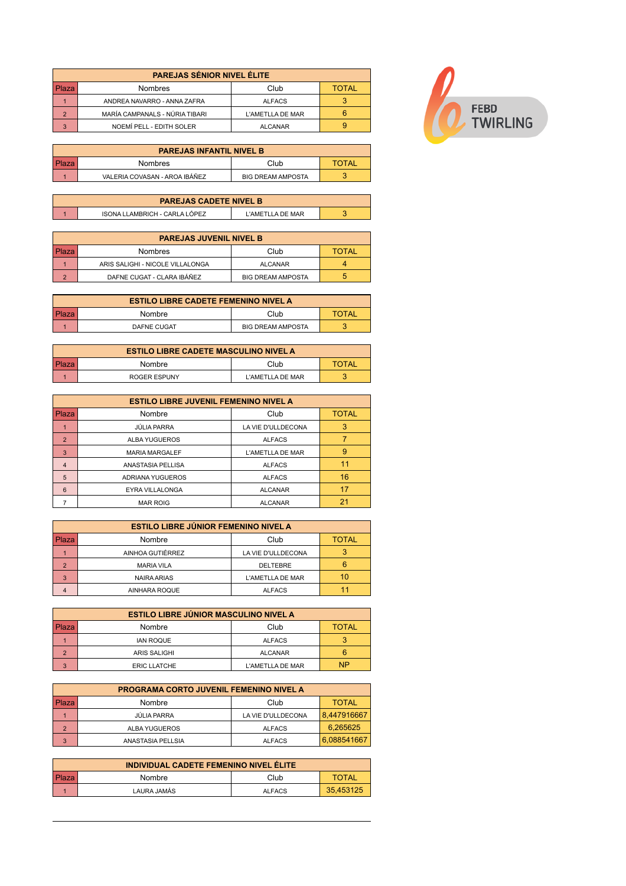FEBD TWIRLING

| PAREJAS SÉNIOR NIVEL ÉLITE | | | |
|---|---|---|---|
| Plaza | Nombres | Club | TOTAL |
| 1 | ANDREA NAVARRO - ANNA ZAFRA | ALFACS | 3 |
| 2 | MARÍA CAMPANALS - NÚRIA TIBARI | L'AMETLLA DE MAR | 6 |
| 3 | NOEMÍ PELL - EDITH SOLER | ALCANAR | 9 |

| PAREJAS INFANTIL NIVEL B | | | |
|---|---|---|---|
| Plaza | Nombres | Club | TOTAL |
| 1 | VALERIA COVASAN - AROA IBÁÑEZ | BIG DREAM AMPOSTA | 3 |

| PAREJAS CADETE NIVEL B | | | |
|---|---|---|---|
| 1 | ISONA LLAMBRICH - CARLA LÓPEZ | L'AMETLLA DE MAR | 3 |

| PAREJAS JUVENIL NIVEL B | | | |
|---|---|---|---|
| Plaza | Nombres | Club | TOTAL |
| 1 | ARIS SALIGHI - NICOLE VILLALONGA | ALCANAR | 4 |
| 2 | DAFNE CUGAT - CLARA IBÁÑEZ | BIG DREAM AMPOSTA | 5 |

| ESTILO LIBRE CADETE FEMENINO NIVEL A | | | |
|---|---|---|---|
| Plaza | Nombre | Club | TOTAL |
| 1 | DAFNE CUGAT | BIG DREAM AMPOSTA | 3 |

| ESTILO LIBRE CADETE MASCULINO NIVEL A | | | |
|---|---|---|---|
| Plaza | Nombre | Club | TOTAL |
| 1 | ROGER ESPUNY | L'AMETLLA DE MAR | 3 |

| ESTILO LIBRE JUVENIL FEMENINO NIVEL A | | | |
|---|---|---|---|
| Plaza | Nombre | Club | TOTAL |
| 1 | JÚLIA PARRA | LA VIE D'ULLDECONA | 3 |
| 2 | ALBA YUGUEROS | ALFACS | 7 |
| 3 | MARIA MARGALEF | L'AMETLLA DE MAR | 9 |
| 4 | ANASTASIA PELLISA | ALFACS | 11 |
| 5 | ADRIANA YUGUEROS | ALFACS | 16 |
| 6 | EYRA VILLALONGA | ALCANAR | 17 |
| 7 | MAR ROIG | ALCANAR | 21 |

| ESTILO LIBRE JÚNIOR FEMENINO NIVEL A | | | |
|---|---|---|---|
| Plaza | Nombre | Club | TOTAL |
| 1 | AINHOA GUTIÉRREZ | LA VIE D'ULLDECONA | 3 |
| 2 | MARIA VILA | DELTEBRE | 6 |
| 3 | NAIRA ARIAS | L'AMETLLA DE MAR | 10 |
| 4 | AINHARA ROQUE | ALFACS | 11 |

| ESTILO LIBRE JÚNIOR MASCULINO NIVEL A | | | |
|---|---|---|---|
| Plaza | Nombre | Club | TOTAL |
| 1 | IAN ROQUE | ALFACS | 3 |
| 2 | ARIS SALIGHI | ALCANAR | 6 |
| 3 | ERIC LLATCHE | L'AMETLLA DE MAR | NP |

| PROGRAMA CORTO JUVENIL FEMENINO NIVEL A | | | |
|---|---|---|---|
| Plaza | Nombre | Club | TOTAL |
| 1 | JÚLIA PARRA | LA VIE D'ULLDECONA | 8,447916667 |
| 2 | ALBA YUGUEROS | ALFACS | 6,265625 |
| 3 | ANASTASIA PELLSIA | ALFACS | 6,088541667 |

| INDIVIDUAL CADETE FEMENINO NIVEL ÉLITE | | | |
|---|---|---|---|
| Plaza | Nombre | Club | TOTAL |
| 1 | LAURA JAMÁS | ALFACS | 35,453125 |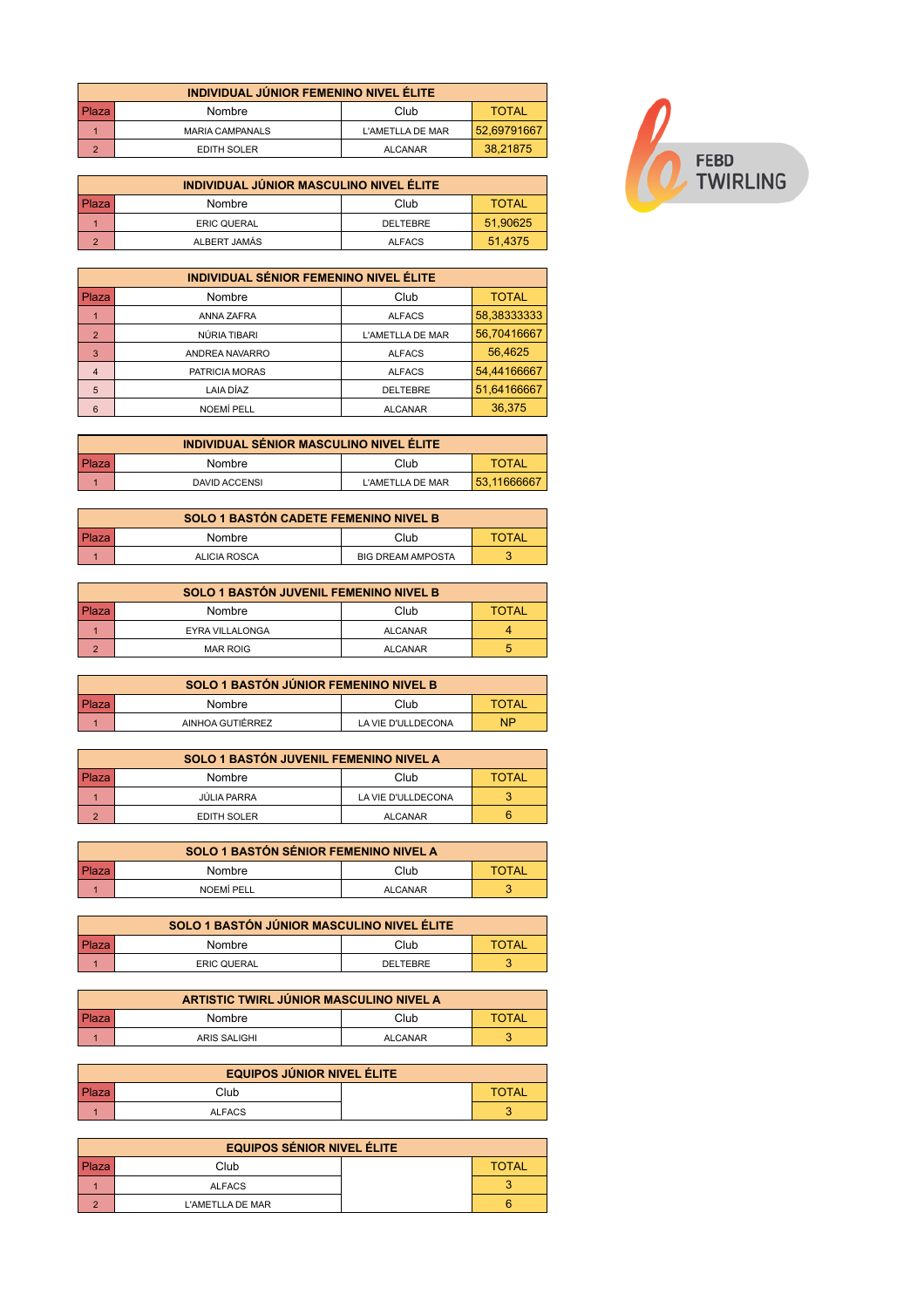FEBD TWIRLING

| INDIVIDUAL JÚNIOR FEMENINO NIVEL ÉLITE | | | |
|---|---|---|---|
| Plaza | Nombre | Club | TOTAL |
| 1 | MARIA CAMPANALS | L'AMETLLA DE MAR | 52,69791667 |
| 2 | EDITH SOLER | ALCANAR | 38,21875 |

| INDIVIDUAL JÚNIOR MASCULINO NIVEL ÉLITE | | | |
|---|---|---|---|
| Plaza | Nombre | Club | TOTAL |
| 1 | ERIC QUERAL | DELTEBRE | 51,90625 |
| 2 | ALBERT JAMÁS | ALFACS | 51,4375 |

| INDIVIDUAL SÉNIOR FEMENINO NIVEL ÉLITE | | | |
|---|---|---|---|
| Plaza | Nombre | Club | TOTAL |
| 1 | ANNA ZAFRA | ALFACS | 58,38333333 |
| 2 | NÚRIA TIBARI | L'AMETLLA DE MAR | 56,70416667 |
| 3 | ANDREA NAVARRO | ALFACS | 56,4625 |
| 4 | PATRICIA MORAS | ALFACS | 54,44166667 |
| 5 | LAIA DÍAZ | DELTEBRE | 51,64166667 |
| 6 | NOEMÍ PELL | ALCANAR | 36,375 |

| INDIVIDUAL SÉNIOR MASCULINO NIVEL ÉLITE | | | |
|---|---|---|---|
| Plaza | Nombre | Club | TOTAL |
| 1 | DAVID ACCENSI | L'AMETLLA DE MAR | 53,11666667 |

| SOLO 1 BASTÓN CADETE FEMENINO NIVEL B | | | |
|---|---|---|---|
| Plaza | Nombre | Club | TOTAL |
| 1 | ALICIA ROSCA | BIG DREAM AMPOSTA | 3 |

| SOLO 1 BASTÓN JUVENIL FEMENINO NIVEL B | | | |
|---|---|---|---|
| Plaza | Nombre | Club | TOTAL |
| 1 | EYRA VILLALONGA | ALCANAR | 4 |
| 2 | MAR ROIG | ALCANAR | 5 |

| SOLO 1 BASTÓN JÚNIOR FEMENINO NIVEL B | | | |
|---|---|---|---|
| Plaza | Nombre | Club | TOTAL |
| 1 | AINHOA GUTIÉRREZ | LA VIE D'ULLDECONA | NP |

| SOLO 1 BASTÓN JUVENIL FEMENINO NIVEL A | | | |
|---|---|---|---|
| Plaza | Nombre | Club | TOTAL |
| 1 | JÚLIA PARRA | LA VIE D'ULLDECONA | 3 |
| 2 | EDITH SOLER | ALCANAR | 6 |

| SOLO 1 BASTÓN SÉNIOR FEMENINO NIVEL A | | | |
|---|---|---|---|
| Plaza | Nombre | Club | TOTAL |
| 1 | NOEMÍ PELL | ALCANAR | 3 |

| SOLO 1 BASTÓN JÚNIOR MASCULINO NIVEL ÉLITE | | | |
|---|---|---|---|
| Plaza | Nombre | Club | TOTAL |
| 1 | ERIC QUERAL | DELTEBRE | 3 |

| ARTISTIC TWIRL JÚNIOR MASCULINO NIVEL A | | | |
|---|---|---|---|
| Plaza | Nombre | Club | TOTAL |
| 1 | ARIS SALIGHI | ALCANAR | 3 |

| EQUIPOS JÚNIOR NIVEL ÉLITE | | | |
|---|---|---|---|
| Plaza | Club | | TOTAL |
| 1 | ALFACS | | 3 |

| EQUIPOS SÉNIOR NIVEL ÉLITE | | | |
|---|---|---|---|
| Plaza | Club | | TOTAL |
| 1 | ALFACS | | 3 |
| 2 | L'AMETLLA DE MAR | | 6 |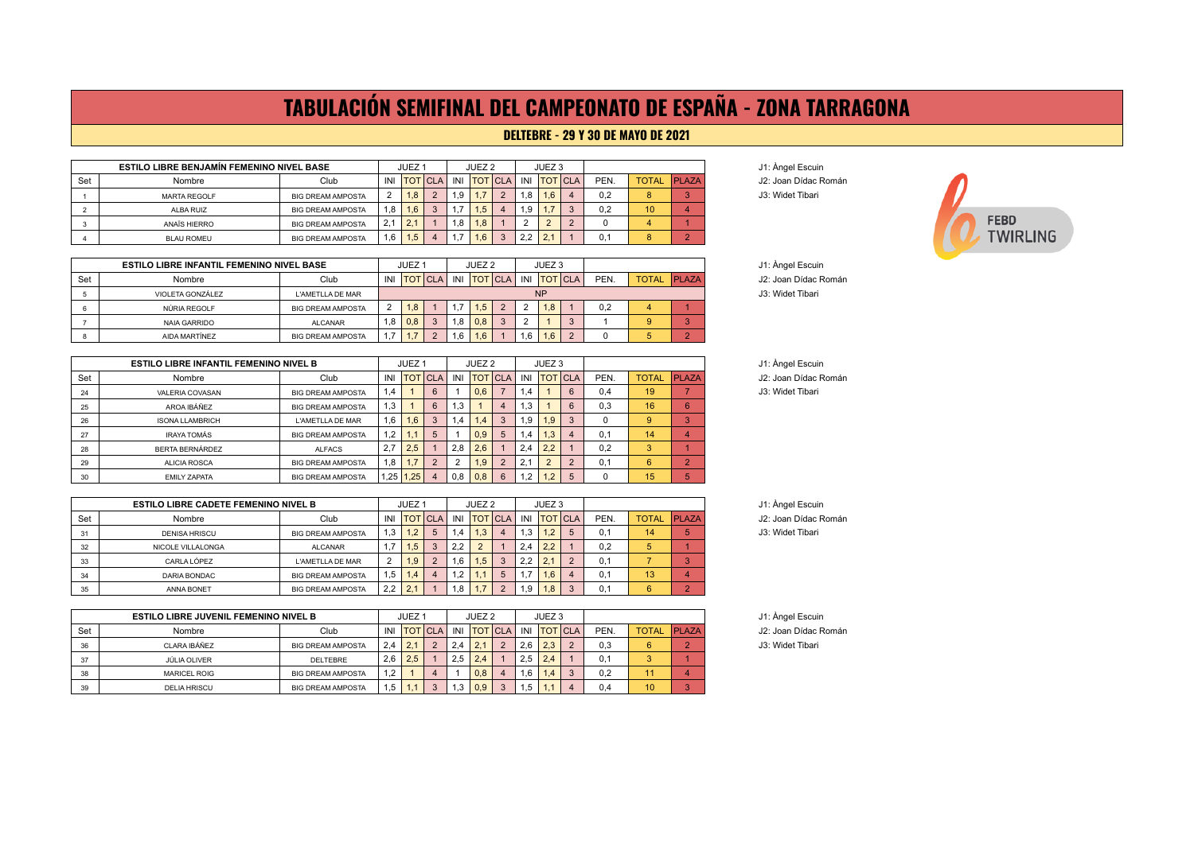# TABULACIÓN SEMIFINAL DEL CAMPEONATO DE ESPAÑA - ZONA TARRAGONA

## DELTEBRE - 29 Y 30 DE MAYO DE 2021

| ESTILO LIBRE BENJAMÍN FEMENINO NIVEL BASE | | | JUEZ 1 | | | JUEZ 2 | | | JUEZ 3 | | | | | |
|---|---|---|---|---|---|---|---|---|---|---|---|---|---|---|
| Set | Nombre | Club | INI | TOT | CLA | INI | TOT | CLA | INI | TOT | CLA | PEN. | TOTAL | PLAZA |
| 1 | MARTA REGOLF | BIG DREAM AMPOSTA | 2 | 1,8 | 2 | 1,9 | 1,7 | 2 | 1,8 | 1,6 | 4 | 0,2 | 8 | 3 |
| 2 | ALBA RUIZ | BIG DREAM AMPOSTA | 1,8 | 1,6 | 3 | 1,7 | 1,5 | 4 | 1,9 | 1,7 | 3 | 0,2 | 10 | 4 |
| 3 | ANAÏS HIERRO | BIG DREAM AMPOSTA | 2,1 | 2,1 | 1 | 1,8 | 1,8 | 1 | 2 | 2 | 2 | 0 | 4 | 1 |
| 4 | BLAU ROMEU | BIG DREAM AMPOSTA | 1,6 | 1,5 | 4 | 1,7 | 1,6 | 3 | 2,2 | 2,1 | 1 | 0,1 | 8 | 2 |

J1: Àngel Escuin
J2: Joan Dídac Román
J3: Widet Tibari

FEBD TWIRLING

| ESTILO LIBRE INFANTIL FEMENINO NIVEL BASE | | | JUEZ 1 | | | JUEZ 2 | | | JUEZ 3 | | | | | |
|---|---|---|---|---|---|---|---|---|---|---|---|---|---|---|
| Set | Nombre | Club | INI | TOT | CLA | INI | TOT | CLA | INI | TOT | CLA | PEN. | TOTAL | PLAZA |
| 5 | VIOLETA GONZÁLEZ | L'AMETLLA DE MAR | | | | | | | | NP | | | | |
| 6 | NÚRIA REGOLF | BIG DREAM AMPOSTA | 2 | 1,8 | 1 | 1,7 | 1,5 | 2 | 2 | 1,8 | 1 | 0,2 | 4 | 1 |
| 7 | NAIA GARRIDO | ALCANAR | 1,8 | 0,8 | 3 | 1,8 | 0,8 | 3 | 2 | 1 | 3 | 1 | 9 | 3 |
| 8 | AIDA MARTÍNEZ | BIG DREAM AMPOSTA | 1,7 | 1,7 | 2 | 1,6 | 1,6 | 1 | 1,6 | 1,6 | 2 | 0 | 5 | 2 |

J1: Àngel Escuin
J2: Joan Dídac Román
J3: Widet Tibari

| ESTILO LIBRE INFANTIL FEMENINO NIVEL B | | | JUEZ 1 | | | JUEZ 2 | | | JUEZ 3 | | | | | |
|---|---|---|---|---|---|---|---|---|---|---|---|---|---|---|
| Set | Nombre | Club | INI | TOT | CLA | INI | TOT | CLA | INI | TOT | CLA | PEN. | TOTAL | PLAZA |
| 24 | VALERIA COVASAN | BIG DREAM AMPOSTA | 1,4 | 1 | 6 | 1 | 0,6 | 7 | 1,4 | 1 | 6 | 0,4 | 19 | 7 |
| 25 | AROA IBÁÑEZ | BIG DREAM AMPOSTA | 1,3 | 1 | 6 | 1,3 | 1 | 4 | 1,3 | 1 | 6 | 0,3 | 16 | 6 |
| 26 | ISONA LLAMBRICH | L'AMETLLA DE MAR | 1,6 | 1,6 | 3 | 1,4 | 1,4 | 3 | 1,9 | 1,9 | 3 | 0 | 9 | 3 |
| 27 | IRAYA TOMÁS | BIG DREAM AMPOSTA | 1,2 | 1,1 | 5 | 1 | 0,9 | 5 | 1,4 | 1,3 | 4 | 0,1 | 14 | 4 |
| 28 | BERTA BERNÁRDEZ | ALFACS | 2,7 | 2,5 | 1 | 2,8 | 2,6 | 1 | 2,4 | 2,2 | 1 | 0,2 | 3 | 1 |
| 29 | ALICIA ROSCA | BIG DREAM AMPOSTA | 1,8 | 1,7 | 2 | 2 | 1,9 | 2 | 2,1 | 2 | 2 | 0,1 | 6 | 2 |
| 30 | EMILY ZAPATA | BIG DREAM AMPOSTA | 1,25 | 1,25 | 4 | 0,8 | 0,8 | 6 | 1,2 | 1,2 | 5 | 0 | 15 | 5 |

J1: Àngel Escuin
J2: Joan Dídac Román
J3: Widet Tibari

| ESTILO LIBRE CADETE FEMENINO NIVEL B | | | JUEZ 1 | | | JUEZ 2 | | | JUEZ 3 | | | | | |
|---|---|---|---|---|---|---|---|---|---|---|---|---|---|---|
| Set | Nombre | Club | INI | TOT | CLA | INI | TOT | CLA | INI | TOT | CLA | PEN. | TOTAL | PLAZA |
| 31 | DENISA HRISCU | BIG DREAM AMPOSTA | 1,3 | 1,2 | 5 | 1,4 | 1,3 | 4 | 1,3 | 1,2 | 5 | 0,1 | 14 | 5 |
| 32 | NICOLE VILLALONGA | ALCANAR | 1,7 | 1,5 | 3 | 2,2 | 2 | 1 | 2,4 | 2,2 | 1 | 0,2 | 5 | 1 |
| 33 | CARLA LÓPEZ | L'AMETLLA DE MAR | 2 | 1,9 | 2 | 1,6 | 1,5 | 3 | 2,2 | 2,1 | 2 | 0,1 | 7 | 3 |
| 34 | DARIA BONDAC | BIG DREAM AMPOSTA | 1,5 | 1,4 | 4 | 1,2 | 1,1 | 5 | 1,7 | 1,6 | 4 | 0,1 | 13 | 4 |
| 35 | ANNA BONET | BIG DREAM AMPOSTA | 2,2 | 2,1 | 1 | 1,8 | 1,7 | 2 | 1,9 | 1,8 | 3 | 0,1 | 6 | 2 |

J1: Àngel Escuin
J2: Joan Dídac Román
J3: Widet Tibari

| ESTILO LIBRE JUVENIL FEMENINO NIVEL B | | | JUEZ 1 | | | JUEZ 2 | | | JUEZ 3 | | | | | |
|---|---|---|---|---|---|---|---|---|---|---|---|---|---|---|
| Set | Nombre | Club | INI | TOT | CLA | INI | TOT | CLA | INI | TOT | CLA | PEN. | TOTAL | PLAZA |
| 36 | CLARA IBÁÑEZ | BIG DREAM AMPOSTA | 2,4 | 2,1 | 2 | 2,4 | 2,1 | 2 | 2,6 | 2,3 | 2 | 0,3 | 6 | 2 |
| 37 | JÚLIA OLIVER | DELTEBRE | 2,6 | 2,5 | 1 | 2,5 | 2,4 | 1 | 2,5 | 2,4 | 1 | 0,1 | 3 | 1 |
| 38 | MARICEL ROIG | BIG DREAM AMPOSTA | 1,2 | 1 | 4 | 1 | 0,8 | 4 | 1,6 | 1,4 | 3 | 0,2 | 11 | 4 |
| 39 | DELIA HRISCU | BIG DREAM AMPOSTA | 1,5 | 1,1 | 3 | 1,3 | 0,9 | 3 | 1,5 | 1,1 | 4 | 0,4 | 10 | 3 |

J1: Àngel Escuin
J2: Joan Dídac Román
J3: Widet Tibari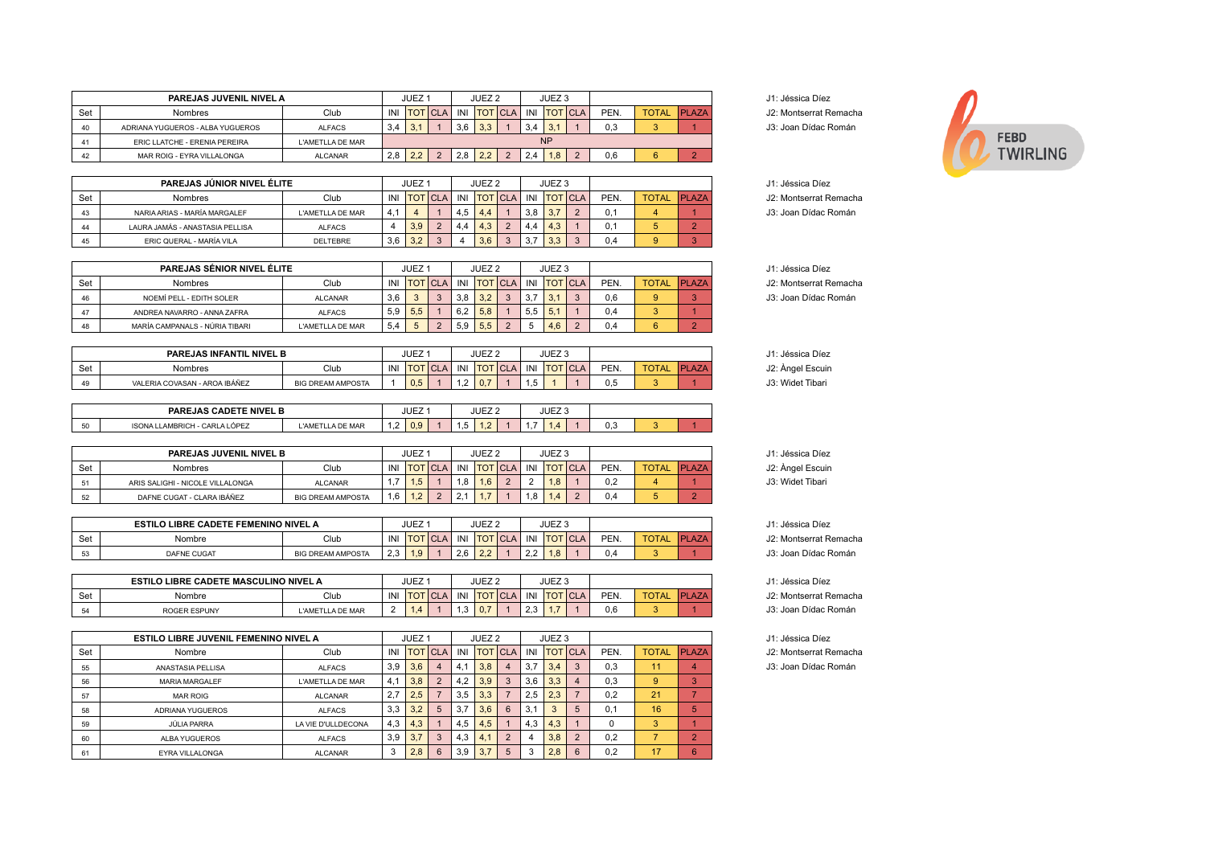FEBD TWIRLING

| PAREJAS JUVENIL NIVEL A | | | JUEZ 1 | | | JUEZ 2 | | | JUEZ 3 | | | | | |
|---|---|---|---|---|---|---|---|---|---|---|---|---|---|---|
| Set | Nombres | Club | INI | TOT | CLA | INI | TOT | CLA | INI | TOT | CLA | PEN. | TOTAL | PLAZA |
| 40 | ADRIANA YUGUEROS - ALBA YUGUEROS | ALFACS | 3,4 | 3,1 | 1 | 3,6 | 3,3 | 1 | 3,4 | 3,1 | 1 | 0,3 | 3 | 1 |
| 41 | ERIC LLATCHE - ERENIA PEREIRA | L'AMETLLA DE MAR | | | | | | | NP | | | | | |
| 42 | MAR ROIG - EYRA VILLALONGA | ALCANAR | 2,8 | 2,2 | 2 | 2,8 | 2,2 | 2 | 2,4 | 1,8 | 2 | 0,6 | 6 | 2 |

J1: Jéssica Díez
J2: Montserrat Remacha
J3: Joan Dídac Román

| PAREJAS JÚNIOR NIVEL ÉLITE | | | JUEZ 1 | | | JUEZ 2 | | | JUEZ 3 | | | | | |
|---|---|---|---|---|---|---|---|---|---|---|---|---|---|---|
| Set | Nombres | Club | INI | TOT | CLA | INI | TOT | CLA | INI | TOT | CLA | PEN. | TOTAL | PLAZA |
| 43 | NARIA ARIAS - MARÍA MARGALEF | L'AMETLLA DE MAR | 4,1 | 4 | 1 | 4,5 | 4,4 | 1 | 3,8 | 3,7 | 2 | 0,1 | 4 | 1 |
| 44 | LAURA JAMÁS - ANASTASIA PELLISA | ALFACS | 4 | 3,9 | 2 | 4,4 | 4,3 | 2 | 4,4 | 4,3 | 1 | 0,1 | 5 | 2 |
| 45 | ERIC QUERAL - MARÍA VILA | DELTEBRE | 3,6 | 3,2 | 3 | 4 | 3,6 | 3 | 3,7 | 3,3 | 3 | 0,4 | 9 | 3 |

J1: Jéssica Díez
J2: Montserrat Remacha
J3: Joan Dídac Román

| PAREJAS SÉNIOR NIVEL ÉLITE | | | JUEZ 1 | | | JUEZ 2 | | | JUEZ 3 | | | | | |
|---|---|---|---|---|---|---|---|---|---|---|---|---|---|---|
| Set | Nombres | Club | INI | TOT | CLA | INI | TOT | CLA | INI | TOT | CLA | PEN. | TOTAL | PLAZA |
| 46 | NOEMÍ PELL - EDITH SOLER | ALCANAR | 3,6 | 3 | 3 | 3,8 | 3,2 | 3 | 3,7 | 3,1 | 3 | 0,6 | 9 | 3 |
| 47 | ANDREA NAVARRO - ANNA ZAFRA | ALFACS | 5,9 | 5,5 | 1 | 6,2 | 5,8 | 1 | 5,5 | 5,1 | 1 | 0,4 | 3 | 1 |
| 48 | MARÍA CAMPANALS - NÚRIA TIBARI | L'AMETLLA DE MAR | 5,4 | 5 | 2 | 5,9 | 5,5 | 2 | 5 | 4,6 | 2 | 0,4 | 6 | 2 |

J1: Jéssica Díez
J2: Montserrat Remacha
J3: Joan Dídac Román

| PAREJAS INFANTIL NIVEL B | | | JUEZ 1 | | | JUEZ 2 | | | JUEZ 3 | | | | | |
|---|---|---|---|---|---|---|---|---|---|---|---|---|---|---|
| Set | Nombres | Club | INI | TOT | CLA | INI | TOT | CLA | INI | TOT | CLA | PEN. | TOTAL | PLAZA |
| 49 | VALERIA COVASAN - AROA IBÁÑEZ | BIG DREAM AMPOSTA | 1 | 0,5 | 1 | 1,2 | 0,7 | 1 | 1,5 | 1 | 1 | 0,5 | 3 | 1 |

J1: Jéssica Díez
J2: Àngel Escuin
J3: Widet Tibari

| PAREJAS CADETE NIVEL B | | | JUEZ 1 | | | JUEZ 2 | | | JUEZ 3 | | | | | |
|---|---|---|---|---|---|---|---|---|---|---|---|---|---|---|
| 50 | ISONA LLAMBRICH - CARLA LÓPEZ | L'AMETLLA DE MAR | 1,2 | 0,9 | 1 | 1,5 | 1,2 | 1 | 1,7 | 1,4 | 1 | 0,3 | 3 | 1 |

| PAREJAS JUVENIL NIVEL B | | | JUEZ 1 | | | JUEZ 2 | | | JUEZ 3 | | | | | |
|---|---|---|---|---|---|---|---|---|---|---|---|---|---|---|
| Set | Nombres | Club | INI | TOT | CLA | INI | TOT | CLA | INI | TOT | CLA | PEN. | TOTAL | PLAZA |
| 51 | ARIS SALIGHI - NICOLE VILLALONGA | ALCANAR | 1,7 | 1,5 | 1 | 1,8 | 1,6 | 2 | 2 | 1,8 | 1 | 0,2 | 4 | 1 |
| 52 | DAFNE CUGAT - CLARA IBÁÑEZ | BIG DREAM AMPOSTA | 1,6 | 1,2 | 2 | 2,1 | 1,7 | 1 | 1,8 | 1,4 | 2 | 0,4 | 5 | 2 |

J1: Jéssica Díez
J2: Àngel Escuin
J3: Widet Tibari

| ESTILO LIBRE CADETE FEMENINO NIVEL A | | | JUEZ 1 | | | JUEZ 2 | | | JUEZ 3 | | | | | |
|---|---|---|---|---|---|---|---|---|---|---|---|---|---|---|
| Set | Nombre | Club | INI | TOT | CLA | INI | TOT | CLA | INI | TOT | CLA | PEN. | TOTAL | PLAZA |
| 53 | DAFNE CUGAT | BIG DREAM AMPOSTA | 2,3 | 1,9 | 1 | 2,6 | 2,2 | 1 | 2,2 | 1,8 | 1 | 0,4 | 3 | 1 |

J1: Jéssica Díez
J2: Montserrat Remacha
J3: Joan Dídac Román

| ESTILO LIBRE CADETE MASCULINO NIVEL A | | | JUEZ 1 | | | JUEZ 2 | | | JUEZ 3 | | | | | |
|---|---|---|---|---|---|---|---|---|---|---|---|---|---|---|
| Set | Nombre | Club | INI | TOT | CLA | INI | TOT | CLA | INI | TOT | CLA | PEN. | TOTAL | PLAZA |
| 54 | ROGER ESPUNY | L'AMETLLA DE MAR | 2 | 1,4 | 1 | 1,3 | 0,7 | 1 | 2,3 | 1,7 | 1 | 0,6 | 3 | 1 |

J1: Jéssica Díez
J2: Montserrat Remacha
J3: Joan Dídac Román

| ESTILO LIBRE JUVENIL FEMENINO NIVEL A | | | JUEZ 1 | | | JUEZ 2 | | | JUEZ 3 | | | | | |
|---|---|---|---|---|---|---|---|---|---|---|---|---|---|---|
| Set | Nombre | Club | INI | TOT | CLA | INI | TOT | CLA | INI | TOT | CLA | PEN. | TOTAL | PLAZA |
| 55 | ANASTASIA PELLISA | ALFACS | 3,9 | 3,6 | 4 | 4,1 | 3,8 | 4 | 3,7 | 3,4 | 3 | 0,3 | 11 | 4 |
| 56 | MARIA MARGALEF | L'AMETLLA DE MAR | 4,1 | 3,8 | 2 | 4,2 | 3,9 | 3 | 3,6 | 3,3 | 4 | 0,3 | 9 | 3 |
| 57 | MAR ROIG | ALCANAR | 2,7 | 2,5 | 7 | 3,5 | 3,3 | 7 | 2,5 | 2,3 | 7 | 0,2 | 21 | 7 |
| 58 | ADRIANA YUGUEROS | ALFACS | 3,3 | 3,2 | 5 | 3,7 | 3,6 | 6 | 3,1 | 3 | 5 | 0,1 | 16 | 5 |
| 59 | JÚLIA PARRA | LA VIE D'ULLDECONA | 4,3 | 4,3 | 1 | 4,5 | 4,5 | 1 | 4,3 | 4,3 | 1 | 0 | 3 | 1 |
| 60 | ALBA YUGUEROS | ALFACS | 3,9 | 3,7 | 3 | 4,3 | 4,1 | 2 | 4 | 3,8 | 2 | 0,2 | 7 | 2 |
| 61 | EYRA VILLALONGA | ALCANAR | 3 | 2,8 | 6 | 3,9 | 3,7 | 5 | 3 | 2,8 | 6 | 0,2 | 17 | 6 |

J1: Jéssica Díez
J2: Montserrat Remacha
J3: Joan Dídac Román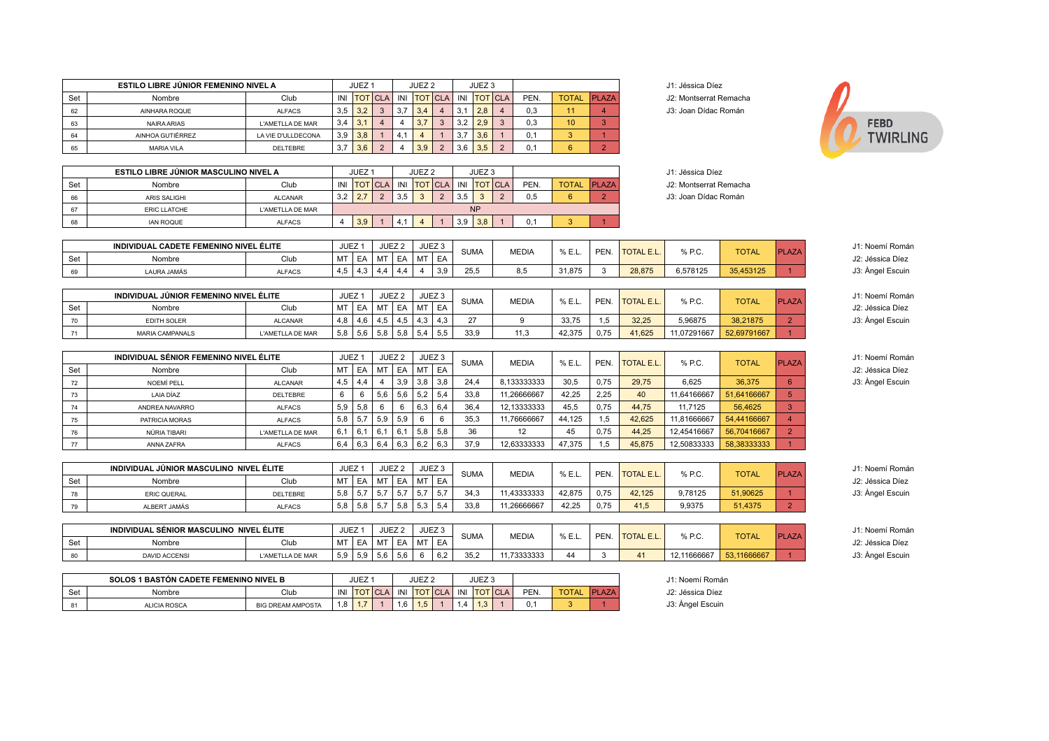FEBD TWIRLING

| ESTILO LIBRE JÚNIOR FEMENINO NIVEL A | | | JUEZ 1 | | | JUEZ 2 | | | JUEZ 3 | | | | | |
|---|---|---|---|---|---|---|---|---|---|---|---|---|---|---|
| Set | Nombre | Club | INI | TOT | CLA | INI | TOT | CLA | INI | TOT | CLA | PEN. | TOTAL | PLAZA |
| 62 | AINHARA ROQUE | ALFACS | 3,5 | 3,2 | 3 | 3,7 | 3,4 | 4 | 3,1 | 2,8 | 4 | 0,3 | 11 | 4 |
| 63 | NAIRA ARIAS | L'AMETLLA DE MAR | 3,4 | 3,1 | 4 | 4 | 3,7 | 3 | 3,2 | 2,9 | 3 | 0,3 | 10 | 3 |
| 64 | AINHOA GUTIÉRREZ | LA VIE D'ULLDECONA | 3,9 | 3,8 | 1 | 4,1 | 4 | 1 | 3,7 | 3,6 | 1 | 0,1 | 3 | 1 |
| 65 | MARIA VILA | DELTEBRE | 3,7 | 3,6 | 2 | 4 | 3,9 | 2 | 3,6 | 3,5 | 2 | 0,1 | 6 | 2 |

J1: Jéssica Díez
J2: Montserrat Remacha
J3: Joan Dídac Román

| ESTILO LIBRE JÚNIOR MASCULINO NIVEL A | | | JUEZ 1 | | | JUEZ 2 | | | JUEZ 3 | | | | | |
|---|---|---|---|---|---|---|---|---|---|---|---|---|---|---|
| Set | Nombre | Club | INI | TOT | CLA | INI | TOT | CLA | INI | TOT | CLA | PEN. | TOTAL | PLAZA |
| 66 | ARIS SALIGHI | ALCANAR | 3,2 | 2,7 | 2 | 3,5 | 3 | 2 | 3,5 | 3 | 2 | 0,5 | 6 | 2 |
| 67 | ERIC LLATCHE | L'AMETLLA DE MAR | | | | | | | | NP | | | | |
| 68 | IAN ROQUE | ALFACS | 4 | 3,9 | 1 | 4,1 | 4 | 1 | 3,9 | 3,8 | 1 | 0,1 | 3 | 1 |

J1: Jéssica Díez
J2: Montserrat Remacha
J3: Joan Dídac Román

| INDIVIDUAL CADETE FEMENINO NIVEL ÉLITE | | | JUEZ 1 | | JUEZ 2 | | JUEZ 3 | | SUMA | MEDIA | % E.L. | PEN. | TOTAL E.L. | % P.C. | TOTAL | PLAZA |
|---|---|---|---|---|---|---|---|---|---|---|---|---|---|---|---|---|
| Set | Nombre | Club | MT | EA | MT | EA | MT | EA | | | | | | | | |
| 69 | LAURA JAMÁS | ALFACS | 4,5 | 4,3 | 4,4 | 4,4 | 4 | 3,9 | 25,5 | 8,5 | 31,875 | 3 | 28,875 | 6,578125 | 35,453125 | 1 |

J1: Noemí Román
J2: Jéssica Díez
J3: Àngel Escuin

| INDIVIDUAL JÚNIOR FEMENINO NIVEL ÉLITE | | | JUEZ 1 | | JUEZ 2 | | JUEZ 3 | | SUMA | MEDIA | % E.L. | PEN. | TOTAL E.L. | % P.C. | TOTAL | PLAZA |
|---|---|---|---|---|---|---|---|---|---|---|---|---|---|---|---|---|
| Set | Nombre | Club | MT | EA | MT | EA | MT | EA | | | | | | | | |
| 70 | EDITH SOLER | ALCANAR | 4,8 | 4,6 | 4,5 | 4,5 | 4,3 | 4,3 | 27 | 9 | 33,75 | 1,5 | 32,25 | 5,96875 | 38,21875 | 2 |
| 71 | MARIA CAMPANALS | L'AMETLLA DE MAR | 5,8 | 5,6 | 5,8 | 5,8 | 5,4 | 5,5 | 33,9 | 11,3 | 42,375 | 0,75 | 41,625 | 11,07291667 | 52,69791667 | 1 |

J1: Noemí Román
J2: Jéssica Díez
J3: Àngel Escuin

| INDIVIDUAL SÉNIOR FEMENINO NIVEL ÉLITE | | | JUEZ 1 | | JUEZ 2 | | JUEZ 3 | | SUMA | MEDIA | % E.L. | PEN. | TOTAL E.L. | % P.C. | TOTAL | PLAZA |
|---|---|---|---|---|---|---|---|---|---|---|---|---|---|---|---|---|
| Set | Nombre | Club | MT | EA | MT | EA | MT | EA | | | | | | | | |
| 72 | NOEMÍ PELL | ALCANAR | 4,5 | 4,4 | 4 | 3,9 | 3,8 | 3,8 | 24,4 | 8,133333333 | 30,5 | 0,75 | 29,75 | 6,625 | 36,375 | 6 |
| 73 | LAIA DÍAZ | DELTEBRE | 6 | 6 | 5,6 | 5,6 | 5,2 | 5,4 | 33,8 | 11,26666667 | 42,25 | 2,25 | 40 | 11,64166667 | 51,64166667 | 5 |
| 74 | ANDREA NAVARRO | ALFACS | 5,9 | 5,8 | 6 | 6 | 6,3 | 6,4 | 36,4 | 12,13333333 | 45,5 | 0,75 | 44,75 | 11,7125 | 56,4625 | 3 |
| 75 | PATRICIA MORAS | ALFACS | 5,8 | 5,7 | 5,9 | 5,9 | 6 | 6 | 35,3 | 11,76666667 | 44,125 | 1,5 | 42,625 | 11,81666667 | 54,44166667 | 4 |
| 76 | NÚRIA TIBARI | L'AMETLLA DE MAR | 6,1 | 6,1 | 6,1 | 6,1 | 5,8 | 5,8 | 36 | 12 | 45 | 0,75 | 44,25 | 12,45416667 | 56,70416667 | 2 |
| 77 | ANNA ZAFRA | ALFACS | 6,4 | 6,3 | 6,4 | 6,3 | 6,2 | 6,3 | 37,9 | 12,63333333 | 47,375 | 1,5 | 45,875 | 12,50833333 | 58,38333333 | 1 |

J1: Noemí Román
J2: Jéssica Díez
J3: Àngel Escuin

| INDIVIDUAL JÚNIOR MASCULINO NIVEL ÉLITE | | | JUEZ 1 | | JUEZ 2 | | JUEZ 3 | | SUMA | MEDIA | % E.L. | PEN. | TOTAL E.L. | % P.C. | TOTAL | PLAZA |
|---|---|---|---|---|---|---|---|---|---|---|---|---|---|---|---|---|
| Set | Nombre | Club | MT | EA | MT | EA | MT | EA | | | | | | | | |
| 78 | ERIC QUERAL | DELTEBRE | 5,8 | 5,7 | 5,7 | 5,7 | 5,7 | 5,7 | 34,3 | 11,43333333 | 42,875 | 0,75 | 42,125 | 9,78125 | 51,90625 | 1 |
| 79 | ALBERT JAMÁS | ALFACS | 5,8 | 5,8 | 5,7 | 5,8 | 5,3 | 5,4 | 33,8 | 11,26666667 | 42,25 | 0,75 | 41,5 | 9,9375 | 51,4375 | 2 |

J1: Noemí Román
J2: Jéssica Díez
J3: Àngel Escuin

| INDIVIDUAL SÉNIOR MASCULINO NIVEL ÉLITE | | | JUEZ 1 | | JUEZ 2 | | JUEZ 3 | | SUMA | MEDIA | % E.L. | PEN. | TOTAL E.L. | % P.C. | TOTAL | PLAZA |
|---|---|---|---|---|---|---|---|---|---|---|---|---|---|---|---|---|
| Set | Nombre | Club | MT | EA | MT | EA | MT | EA | | | | | | | | |
| 80 | DAVID ACCENSI | L'AMETLLA DE MAR | 5,9 | 5,9 | 5,6 | 5,6 | 6 | 6,2 | 35,2 | 11,73333333 | 44 | 3 | 41 | 12,11666667 | 53,11666667 | 1 |

J1: Noemí Román
J2: Jéssica Díez
J3: Àngel Escuin

| SOLOS 1 BASTÓN CADETE FEMENINO NIVEL B | | | JUEZ 1 | | | JUEZ 2 | | | JUEZ 3 | | | | | |
|---|---|---|---|---|---|---|---|---|---|---|---|---|---|---|
| Set | Nombre | Club | INI | TOT | CLA | INI | TOT | CLA | INI | TOT | CLA | PEN. | TOTAL | PLAZA |
| 81 | ALICIA ROSCA | BIG DREAM AMPOSTA | 1,8 | 1,7 | 1 | 1,6 | 1,5 | 1 | 1,4 | 1,3 | 1 | 0,1 | 3 | 1 |

J1: Noemí Román
J2: Jéssica Díez
J3: Àngel Escuin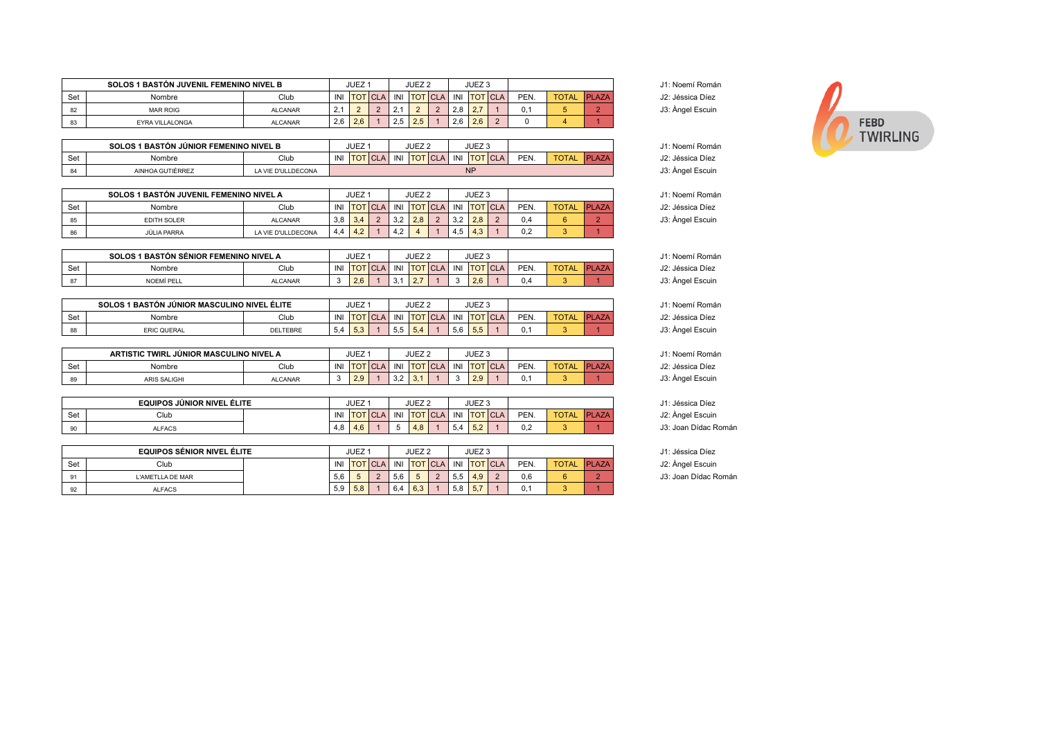FEBD TWIRLING

| SOLOS 1 BASTÓN JUVENIL FEMENINO NIVEL B | | | JUEZ 1 | | | JUEZ 2 | | | JUEZ 3 | | | | | |
|---|---|---|---|---|---|---|---|---|---|---|---|---|---|---|
| Set | Nombre | Club | INI | TOT | CLA | INI | TOT | CLA | INI | TOT | CLA | PEN. | TOTAL | PLAZA |
| 82 | MAR ROIG | ALCANAR | 2,1 | 2 | 2 | 2,1 | 2 | 2 | 2,8 | 2,7 | 1 | 0,1 | 5 | 2 |
| 83 | EYRA VILLALONGA | ALCANAR | 2,6 | 2,6 | 1 | 2,5 | 2,5 | 1 | 2,6 | 2,6 | 2 | 0 | 4 | 1 |

J1: Noemí Román
J2: Jéssica Díez
J3: Àngel Escuin

| SOLOS 1 BASTÓN JÚNIOR FEMENINO NIVEL B | | | JUEZ 1 | | | JUEZ 2 | | | JUEZ 3 | | | | | |
|---|---|---|---|---|---|---|---|---|---|---|---|---|---|---|
| Set | Nombre | Club | INI | TOT | CLA | INI | TOT | CLA | INI | TOT | CLA | PEN. | TOTAL | PLAZA |
| 84 | AINHOA GUTIÉRREZ | LA VIE D'ULLDECONA | NP | | | | | | | | | | | |

J1: Noemí Román
J2: Jéssica Díez
J3: Àngel Escuin

| SOLOS 1 BASTÓN JUVENIL FEMENINO NIVEL A | | | JUEZ 1 | | | JUEZ 2 | | | JUEZ 3 | | | | | |
|---|---|---|---|---|---|---|---|---|---|---|---|---|---|---|
| Set | Nombre | Club | INI | TOT | CLA | INI | TOT | CLA | INI | TOT | CLA | PEN. | TOTAL | PLAZA |
| 85 | EDITH SOLER | ALCANAR | 3,8 | 3,4 | 2 | 3,2 | 2,8 | 2 | 3,2 | 2,8 | 2 | 0,4 | 6 | 2 |
| 86 | JÚLIA PARRA | LA VIE D'ULLDECONA | 4,4 | 4,2 | 1 | 4,2 | 4 | 1 | 4,5 | 4,3 | 1 | 0,2 | 3 | 1 |

J1: Noemí Román
J2: Jéssica Díez
J3: Àngel Escuin

| SOLOS 1 BASTÓN SÉNIOR FEMENINO NIVEL A | | | JUEZ 1 | | | JUEZ 2 | | | JUEZ 3 | | | | | |
|---|---|---|---|---|---|---|---|---|---|---|---|---|---|---|
| Set | Nombre | Club | INI | TOT | CLA | INI | TOT | CLA | INI | TOT | CLA | PEN. | TOTAL | PLAZA |
| 87 | NOEMÍ PELL | ALCANAR | 3 | 2,6 | 1 | 3,1 | 2,7 | 1 | 3 | 2,6 | 1 | 0,4 | 3 | 1 |

J1: Noemí Román
J2: Jéssica Díez
J3: Àngel Escuin

| SOLOS 1 BASTÓN JÚNIOR MASCULINO NIVEL ÉLITE | | | JUEZ 1 | | | JUEZ 2 | | | JUEZ 3 | | | | | |
|---|---|---|---|---|---|---|---|---|---|---|---|---|---|---|
| Set | Nombre | Club | INI | TOT | CLA | INI | TOT | CLA | INI | TOT | CLA | PEN. | TOTAL | PLAZA |
| 88 | ERIC QUERAL | DELTEBRE | 5,4 | 5,3 | 1 | 5,5 | 5,4 | 1 | 5,6 | 5,5 | 1 | 0,1 | 3 | 1 |

J1: Noemí Román
J2: Jéssica Díez
J3: Àngel Escuin

| ARTISTIC TWIRL JÚNIOR MASCULINO NIVEL A | | | JUEZ 1 | | | JUEZ 2 | | | JUEZ 3 | | | | | |
|---|---|---|---|---|---|---|---|---|---|---|---|---|---|---|
| Set | Nombre | Club | INI | TOT | CLA | INI | TOT | CLA | INI | TOT | CLA | PEN. | TOTAL | PLAZA |
| 89 | ARIS SALIGHI | ALCANAR | 3 | 2,9 | 1 | 3,2 | 3,1 | 1 | 3 | 2,9 | 1 | 0,1 | 3 | 1 |

J1: Noemí Román
J2: Jéssica Díez
J3: Àngel Escuin

| EQUIPOS JÚNIOR NIVEL ÉLITE | | | JUEZ 1 | | | JUEZ 2 | | | JUEZ 3 | | | | | |
|---|---|---|---|---|---|---|---|---|---|---|---|---|---|---|
| Set | Club | | INI | TOT | CLA | INI | TOT | CLA | INI | TOT | CLA | PEN. | TOTAL | PLAZA |
| 90 | ALFACS | | 4,8 | 4,6 | 1 | 5 | 4,8 | 1 | 5,4 | 5,2 | 1 | 0,2 | 3 | 1 |

J1: Jéssica Díez
J2: Àngel Escuin
J3: Joan Dídac Román

| EQUIPOS SÉNIOR NIVEL ÉLITE | | | JUEZ 1 | | | JUEZ 2 | | | JUEZ 3 | | | | | |
|---|---|---|---|---|---|---|---|---|---|---|---|---|---|---|
| Set | Club | | INI | TOT | CLA | INI | TOT | CLA | INI | TOT | CLA | PEN. | TOTAL | PLAZA |
| 91 | L'AMETLLA DE MAR | | 5,6 | 5 | 2 | 5,6 | 5 | 2 | 5,5 | 4,9 | 2 | 0,6 | 6 | 2 |
| 92 | ALFACS | | 5,9 | 5,8 | 1 | 6,4 | 6,3 | 1 | 5,8 | 5,7 | 1 | 0,1 | 3 | 1 |

J1: Jéssica Díez
J2: Àngel Escuin
J3: Joan Dídac Román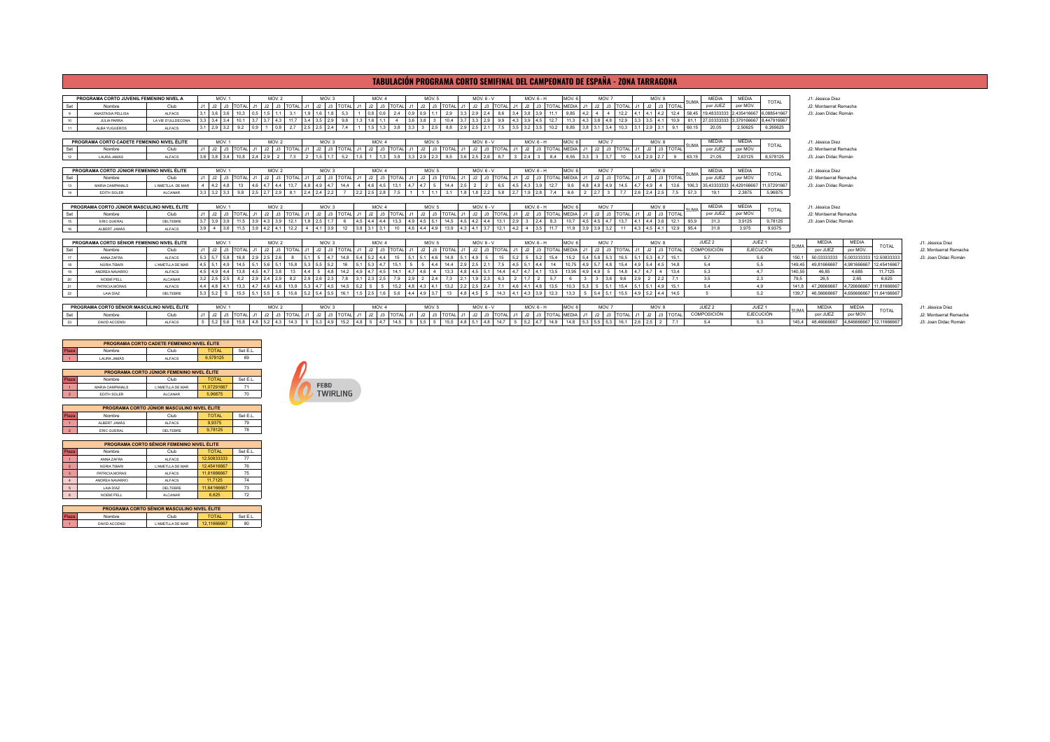# TABULACIÓN PROGRAMA CORTO SEMIFINAL DEL CAMPEONATO DE ESPAÑA - ZONA TARRAGONA

## PROGRAMA CORTO JUVENIL FEMENINO NIVEL A

| | | | MOV. 1 | | | | MOV. 2 | | | | MOV. 3 | | | | MOV. 4 | | | | MOV. 5 | | | | MOV. 6 - V | | | | MOV. 6 - H | | | | MOV. 6 | MOV. 7 | | | | MOV. 8 | | | | | MEDIA | MEDIA | |
|---|---|---|---|---|---|---|---|---|---|---|---|---|---|---|---|---|---|---|---|---|---|---|---|---|---|---|---|---|---|---|---|---|---|---|---|---|---|---|---|---|---|---|
| Set | Nombre | Club | J1 | J2 | J3 | TOTAL | J1 | J2 | J3 | TOTAL | J1 | J2 | J3 | TOTAL | J1 | J2 | J3 | TOTAL | J1 | J2 | J3 | TOTAL | J1 | J2 | J3 | TOTAL | J1 | J2 | J3 | TOTAL | MEDIA | J1 | J2 | J3 | TOTAL | J1 | J2 | J3 | TOTAL | SUMA | por JUEZ | por MOV. | TOTAL |
| 9 | ANASTASIA PELLISA | ALFACS | 3,1 | 3,6 | 3,6 | 10,3 | 0,5 | 1,5 | 1,1 | 3,1 | 1,9 | 1,6 | 1,8 | 5,3 | 1 | 0,8 | 0,6 | 2,4 | 0,9 | 0,9 | 1,1 | 2,9 | 3,3 | 2,9 | 2,4 | 8,6 | 3,4 | 3,8 | 3,9 | 11,1 | 9,85 | 4,2 | 4 | 4 | 12,2 | 4,1 | 4,1 | 4,2 | 12,4 | 58,45 | 19,48333333 | 2,435416667 | 6,088541667 |
| 10 | JÚLIA PARRA | LA VIE D'ULLDECONA | 3,3 | 3,4 | 3,4 | 10,1 | 3,7 | 3,7 | 4,3 | 11,7 | 3,4 | 3,5 | 2,9 | 9,8 | 1,3 | 1,6 | 1,1 | 4 | 3,6 | 3,8 | 3 | 10,4 | 3,7 | 3,3 | 2,9 | 9,9 | 4,3 | 3,9 | 4,5 | 12,7 | 11,3 | 4,3 | 3,8 | 4,8 | 12,9 | 3,3 | 3,5 | 4,1 | 10,9 | 81,1 | 27,03333333 | 3,379166667 | 8,447916667 |
| 11 | ALBA YUGUEROS | ALFACS | 3,1 | 2,9 | 3,2 | 9,2 | 0,9 | 1 | 0,8 | 2,7 | 2,5 | 2,5 | 2,4 | 7,4 | 1 | 1,5 | 1,3 | 3,8 | 3,3 | 3 | 2,5 | 8,8 | 2,9 | 2,5 | 2,1 | 7,5 | 3,5 | 3,2 | 3,5 | 10,2 | 8,85 | 3,8 | 3,1 | 3,4 | 10,3 | 3,1 | 2,9 | 3,1 | 9,1 | 60,15 | 20,05 | 2,50625 | 6,265625 |

J1: Jéssica Díez
J2: Montserrat Remacha
J3: Joan Dídac Román

## PROGRAMA CORTO CADETE FEMENINO NIVEL ÉLITE

| | | | MOV. 1 | | | | MOV. 2 | | | | MOV. 3 | | | | MOV. 4 | | | | MOV. 5 | | | | MOV. 6 - V | | | | MOV. 6 - H | | | | MOV. 6 | MOV. 7 | | | | MOV. 8 | | | | | MEDIA | MEDIA | |
|---|---|---|---|---|---|---|---|---|---|---|---|---|---|---|---|---|---|---|---|---|---|---|---|---|---|---|---|---|---|---|---|---|---|---|---|---|---|---|---|---|---|---|
| Set | Nombre | Club | J1 | J2 | J3 | TOTAL | J1 | J2 | J3 | TOTAL | J1 | J2 | J3 | TOTAL | J1 | J2 | J3 | TOTAL | J1 | J2 | J3 | TOTAL | J1 | J2 | J3 | TOTAL | J1 | J2 | J3 | TOTAL | MEDIA | J1 | J2 | J3 | TOTAL | J1 | J2 | J3 | TOTAL | SUMA | por JUEZ | por MOV. | TOTAL |
| 12 | LAURA JAMÁS | ALFACS | 3,6 | 3,8 | 3,4 | 10,8 | 2,4 | 2,9 | 2 | 7,3 | 2 | 1,5 | 1,7 | 5,2 | 1,5 | 1 | 1,3 | 3,8 | 3,3 | 2,9 | 2,3 | 8,5 | 3,6 | 2,5 | 2,6 | 8,7 | 3 | 2,4 | 3 | 8,4 | 8,55 | 3,3 | 3 | 3,7 | 10 | 3,4 | 2,9 | 2,7 | 9 | 63,15 | 21,05 | 2,63125 | 6,578125 |

J1: Jéssica Díez
J2: Montserrat Remacha
J3: Joan Dídac Román

## PROGRAMA CORTO JÚNIOR FEMENINO NIVEL ÉLITE

| | | | MOV. 1 | | | | MOV. 2 | | | | MOV. 3 | | | | MOV. 4 | | | | MOV. 5 | | | | MOV. 6 - V | | | | MOV. 6 - H | | | | MOV. 6 | MOV. 7 | | | | MOV. 8 | | | | | MEDIA | MEDIA | |
|---|---|---|---|---|---|---|---|---|---|---|---|---|---|---|---|---|---|---|---|---|---|---|---|---|---|---|---|---|---|---|---|---|---|---|---|---|---|---|---|---|---|---|
| Set | Nombre | Club | J1 | J2 | J3 | TOTAL | J1 | J2 | J3 | TOTAL | J1 | J2 | J3 | TOTAL | J1 | J2 | J3 | TOTAL | J1 | J2 | J3 | TOTAL | J1 | J2 | J3 | TOTAL | J1 | J2 | J3 | TOTAL | MEDIA | J1 | J2 | J3 | TOTAL | J1 | J2 | J3 | TOTAL | SUMA | por JUEZ | por MOV. | TOTAL |
| 13 | MARIA CAMPANALS | L'AMETLLA DE MAR | 4 | 4,2 | 4,8 | 13 | 4,6 | 4,7 | 4,4 | 13,7 | 4,8 | 4,9 | 4,7 | 14,4 | 4 | 4,6 | 4,5 | 13,1 | 4,7 | 4,7 | 5 | 14,4 | 2,5 | 2 | 2 | 6,5 | 4,5 | 4,3 | 3,9 | 12,7 | 9,6 | 4,8 | 4,8 | 4,9 | 14,5 | 4,7 | 4,9 | 4 | 13,6 | 106,3 | 35,43333333 | 4,429166667 | 11,07291667 |
| 14 | EDITH SOLER | ALCANAR | 3,3 | 3,2 | 3,3 | 9,8 | 2,5 | 2,7 | 2,9 | 8,1 | 2,4 | 2,4 | 2,2 | 7 | 2,2 | 2,5 | 2,8 | 7,5 | 1 | 1 | 1,1 | 3,1 | 1,8 | 1,8 | 2,2 | 5,8 | 2,7 | 1,9 | 2,8 | 7,4 | 6,6 | 2 | 2,7 | 3 | 7,7 | 2,6 | 2,4 | 2,5 | 7,5 | 57,3 | 19,1 | 2,3875 | 5,96875 |

J1: Jéssica Díez
J2: Montserrat Remacha
J3: Joan Dídac Román

## PROGRAMA CORTO JÚNIOR MASCULINO NIVEL ÉLITE

| | | | MOV. 1 | | | | MOV. 2 | | | | MOV. 3 | | | | MOV. 4 | | | | MOV. 5 | | | | MOV. 6 - V | | | | MOV. 6 - H | | | | MOV. 6 | MOV. 7 | | | | MOV. 8 | | | | | MEDIA | MEDIA | |
|---|---|---|---|---|---|---|---|---|---|---|---|---|---|---|---|---|---|---|---|---|---|---|---|---|---|---|---|---|---|---|---|---|---|---|---|---|---|---|---|---|---|---|
| Set | Nombre | Club | J1 | J2 | J3 | TOTAL | J1 | J2 | J3 | TOTAL | J1 | J2 | J3 | TOTAL | J1 | J2 | J3 | TOTAL | J1 | J2 | J3 | TOTAL | J1 | J2 | J3 | TOTAL | J1 | J2 | J3 | TOTAL | MEDIA | J1 | J2 | J3 | TOTAL | J1 | J2 | J3 | TOTAL | SUMA | por JUEZ | por MOV. | TOTAL |
| 15 | ERIC QUERAL | DELTEBRE | 3,7 | 3,9 | 3,9 | 11,5 | 3,9 | 4,3 | 3,9 | 12,1 | 1,8 | 2,5 | 1,7 | 6 | 4,5 | 4,4 | 4,4 | 13,3 | 4,9 | 4,5 | 5,1 | 14,5 | 4,5 | 4,2 | 4,4 | 13,1 | 2,9 | 3 | 2,4 | 8,3 | 10,7 | 4,5 | 4,5 | 4,7 | 13,7 | 4,1 | 4,4 | 3,6 | 12,1 | 93,9 | 31,3 | 3,9125 | 9,78125 |
| 16 | ALBERT JAMÁS | ALFACS | 3,9 | 4 | 3,6 | 11,5 | 3,9 | 4,2 | 4,1 | 12,2 | 4 | 4,1 | 3,9 | 12 | 3,8 | 3,1 | 3,1 | 10 | 4,6 | 4,4 | 4,9 | 13,9 | 4,3 | 4,1 | 3,7 | 12,1 | 4,2 | 4 | 3,5 | 11,7 | 11,9 | 3,9 | 3,9 | 3,2 | 11 | 4,3 | 4,5 | 4,1 | 12,9 | 95,4 | 31,8 | 3,975 | 9,9375 |

J1: Jéssica Díez
J2: Montserrat Remacha
J3: Joan Dídac Román

## PROGRAMA CORTO SÉNIOR FEMENINO NIVEL ÉLITE

| | | | MOV. 1 | | | | MOV. 2 | | | | MOV. 3 | | | | MOV. 4 | | | | MOV. 5 | | | | MOV. 6 - V | | | | MOV. 6 - H | | | | MOV. 6 | MOV. 7 | | | | MOV. 8 | | | | JUEZ 2 | JUEZ 1 | | MEDIA | MEDIA | |
|---|---|---|---|---|---|---|---|---|---|---|---|---|---|---|---|---|---|---|---|---|---|---|---|---|---|---|---|---|---|---|---|---|---|---|---|---|---|---|---|---|---|---|---|---|
| Set | Nombre | Club | J1 | J2 | J3 | TOTAL | J1 | J2 | J3 | TOTAL | J1 | J2 | J3 | TOTAL | J1 | J2 | J3 | TOTAL | J1 | J2 | J3 | TOTAL | J1 | J2 | J3 | TOTAL | J1 | J2 | J3 | TOTAL | MEDIA | J1 | J2 | J3 | TOTAL | J1 | J2 | J3 | TOTAL | COMPOSICIÓN | EJECUCIÓN | SUMA | por JUEZ | por MOV. | TOTAL |
| 17 | ANNA ZAFRA | ALFACS | 5,3 | 5,7 | 5,8 | 16,8 | 2,9 | 2,5 | 2,6 | 8 | 5,1 | 5 | 4,7 | 14,8 | 5,4 | 5,2 | 4,4 | 15 | 5,1 | 5,1 | 4,6 | 14,8 | 5,1 | 4,9 | 5 | 15 | 5,2 | 5 | 5,2 | 15,4 | 15,2 | 5,4 | 5,8 | 5,3 | 16,5 | 5,1 | 5,3 | 4,7 | 15,1 | 5,7 | 5,6 | 150,1 | 50,03333333 | 5,003333333 | 12,50833333 |
| 18 | NÚRIA TIBARI | L'AMETLLA DE MAR | 4,5 | 5,1 | 4,9 | 14,5 | 5,1 | 5,6 | 5,1 | 15,8 | 5,3 | 5,5 | 5,2 | 16 | 5,1 | 5,3 | 4,7 | 15,1 | 5 | 5 | 4,4 | 14,4 | 2,9 | 2,5 | 2,1 | 7,5 | 4,5 | 5,1 | 4,4 | 14 | 10,75 | 4,9 | 5,7 | 4,8 | 15,4 | 4,9 | 5,4 | 4,5 | 14,8 | 5,4 | 5,5 | 149,45 | 49,81666667 | 4,981666667 | 12,45416667 |
| 19 | ANDREA NAVARRO | ALFACS | 4,5 | 4,9 | 4,4 | 13,8 | 4,5 | 4,7 | 3,8 | 13 | 4,4 | 5 | 4,8 | 14,2 | 4,9 | 4,7 | 4,5 | 14,1 | 4,7 | 4,6 | 4 | 13,3 | 4,8 | 4,5 | 5,1 | 14,4 | 4,7 | 4,7 | 4,1 | 13,5 | 13,95 | 4,9 | 4,9 | 5 | 14,8 | 4,7 | 4,7 | 4 | 13,4 | 5,3 | 4,7 | 140,55 | 46,85 | 4,685 | 11,7125 |
| 20 | NOEMÍ PELL | ALCANAR | 3,2 | 2,5 | 2,5 | 8,2 | 2,9 | 2,4 | 2,9 | 8,2 | 2,9 | 2,6 | 2,3 | 7,8 | 3,1 | 2,3 | 2,5 | 7,9 | 2,9 | 2 | 2,4 | 7,3 | 2,1 | 1,9 | 2,3 | 6,3 | 2 | 1,7 | 2 | 5,7 | 6 | 3 | 3 | 3,6 | 9,6 | 2,9 | 2 | 2,2 | 7,1 | 3,5 | 2,3 | 79,5 | 26,5 | 2,65 | 6,625 |
| 21 | PATRICIA MORAS | ALFACS | 4,4 | 4,8 | 4,1 | 13,3 | 4,7 | 4,6 | 4,6 | 13,9 | 5,3 | 4,7 | 4,5 | 14,5 | 5,2 | 5 | 5 | 15,2 | 4,8 | 4,3 | 4,1 | 13,2 | 2,2 | 2,5 | 2,4 | 7,1 | 4,6 | 4,1 | 4,8 | 13,5 | 10,3 | 5,3 | 5 | 5,1 | 15,4 | 5,1 | 5,1 | 4,9 | 15,1 | 5,4 | 4,9 | 141,8 | 47,26666667 | 4,726666667 | 11,81666667 |
| 22 | LAIA DIAZ | DELTEBRE | 5,3 | 5,2 | 5 | 15,5 | 5,1 | 5,5 | 5 | 15,6 | 5,2 | 5,4 | 5,5 | 16,1 | 1,5 | 2,5 | 1,6 | 5,6 | 4,4 | 4,9 | 3,7 | 13 | 4,8 | 4,5 | 5 | 14,3 | 4,1 | 4,3 | 3,9 | 12,3 | 13,3 | 5 | 5,4 | 5,1 | 15,5 | 4,9 | 5,2 | 4,4 | 14,5 | 5 | 5,2 | 139,7 | 46,56666667 | 4,656666667 | 11,64166667 |

J1: Jéssica Díez
J2: Montserrat Remacha
J3: Joan Dídac Román

## PROGRAMA CORTO SÉNIOR MASCULINO NIVEL ÉLITE

| | | | MOV. 1 | | | | MOV. 2 | | | | MOV. 3 | | | | MOV. 4 | | | | MOV. 5 | | | | MOV. 6 - V | | | | MOV. 6 - H | | | | MOV. 6 | MOV. 7 | | | | MOV. 8 | | | | JUEZ 2 | JUEZ 1 | | MEDIA | MEDIA | |
|---|---|---|---|---|---|---|---|---|---|---|---|---|---|---|---|---|---|---|---|---|---|---|---|---|---|---|---|---|---|---|---|---|---|---|---|---|---|---|---|---|---|---|---|---|
| Set | Nombre | Club | J1 | J2 | J3 | TOTAL | J1 | J2 | J3 | TOTAL | J1 | J2 | J3 | TOTAL | J1 | J2 | J3 | TOTAL | J1 | J2 | J3 | TOTAL | J1 | J2 | J3 | TOTAL | J1 | J2 | J3 | TOTAL | MEDIA | J1 | J2 | J3 | TOTAL | J1 | J2 | J3 | TOTAL | COMPOSICIÓN | EJECUCIÓN | SUMA | por JUEZ | por MOV. | TOTAL |
| 23 | DAVID ACCENSI | ALFACS | 5 | 5,2 | 5,6 | 15,8 | 4,8 | 5,2 | 4,3 | 14,3 | 5 | 5,3 | 4,9 | 15,2 | 4,8 | 5 | 4,7 | 14,5 | 5 | 5,5 | 5 | 15,5 | 4,8 | 5,1 | 4,8 | 14,7 | 5 | 5,2 | 4,7 | 14,9 | 14,8 | 5,3 | 5,5 | 5,3 | 16,1 | 2,6 | 2,5 | 2 | 7,1 | 5,4 | 5,3 | 145,4 | 48,46666667 | 4,846666667 | 12,11666667 |

J1: Jéssica Díez
J2: Montserrat Remacha
J3: Joan Dídac Román

## PROGRAMA CORTO CADETE FEMENINO NIVEL ÉLITE

| Plaza | Nombre | Club | TOTAL | Set E.L. |
|---|---|---|---|---|
| 1 | LAURA JAMÁS | ALFACS | 6,578125 | 69 |

## PROGRAMA CORTO JÚNIOR FEMENINO NIVEL ÉLITE

| Plaza | Nombre | Club | TOTAL | Set E.L. |
|---|---|---|---|---|
| 1 | MARIA CAMPANALS | L'AMETLLA DE MAR | 11,07291667 | 71 |
| 2 | EDITH SOLER | ALCANAR | 5,96875 | 70 |

## PROGRAMA CORTO JÚNIOR MASCULINO NIVEL ÉLITE

| Plaza | Nombre | Club | TOTAL | Set E.L. |
|---|---|---|---|---|
| 1 | ALBERT JAMÁS | ALFACS | 9,9375 | 79 |
| 2 | ERIC QUERAL | DELTEBRE | 9,78125 | 78 |

## PROGRAMA CORTO SÉNIOR FEMENINO NIVEL ÉLITE

| Plaza | Nombre | Club | TOTAL | Set E.L. |
|---|---|---|---|---|
| 1 | ANNA ZAFRA | ALFACS | 12,50833333 | 77 |
| 2 | NÚRIA TIBARI | L'AMETLLA DE MAR | 12,45416667 | 76 |
| 3 | PATRICIA MORAS | ALFACS | 11,81666667 | 75 |
| 4 | ANDREA NAVARRO | ALFACS | 11,7125 | 74 |
| 5 | LAIA DIAZ | DELTEBRE | 11,64166667 | 73 |
| 6 | NOEMÍ PELL | ALCANAR | 6,625 | 72 |

## PROGRAMA CORTO SÉNIOR MASCULINO NIVEL ÉLITE

| Plaza | Nombre | Club | TOTAL | Set E.L. |
|---|---|---|---|---|
| 1 | DAVID ACCENSI | L'AMETLLA DE MAR | 12,11666667 | 80 |